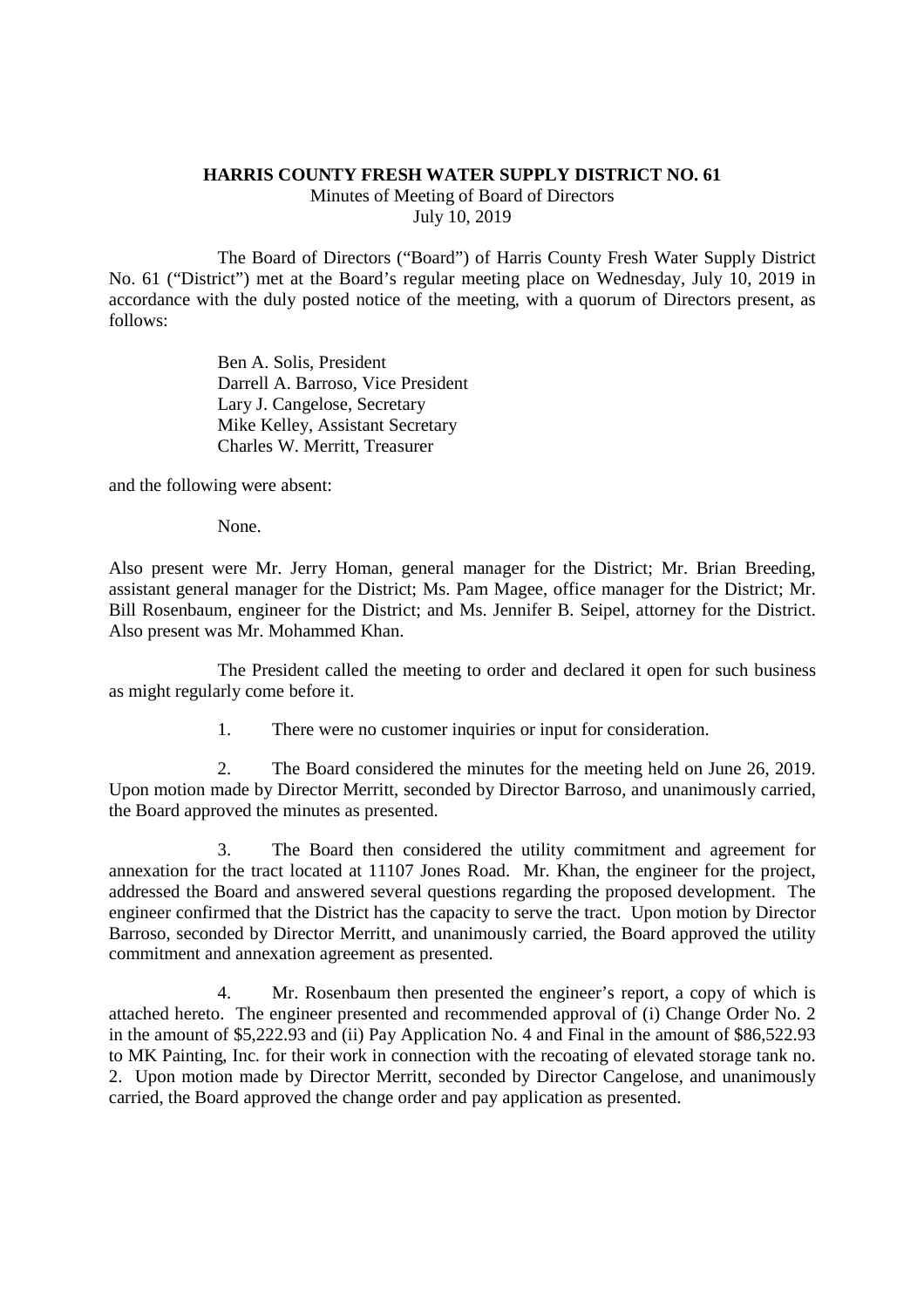**HARRIS COUNTY FRESH WATER SUPPLY DISTRICT NO. 61**

Minutes of Meeting of Board of Directors

July 10, 2019

The Board of Directors ("Board") of Harris County Fresh Water Supply District No. 61 ("District") met at the Board's regular meeting place on Wednesday, July 10, 2019 in accordance with the duly posted notice of the meeting, with a quorum of Directors present, as follows:

Ben A. Solis, President
Darrell A. Barroso, Vice President
Lary J. Cangelose, Secretary
Mike Kelley, Assistant Secretary
Charles W. Merritt, Treasurer

and the following were absent:

None.

Also present were Mr. Jerry Homan, general manager for the District; Mr. Brian Breeding, assistant general manager for the District; Ms. Pam Magee, office manager for the District; Mr. Bill Rosenbaum, engineer for the District; and Ms. Jennifer B. Seipel, attorney for the District. Also present was Mr. Mohammed Khan.

The President called the meeting to order and declared it open for such business as might regularly come before it.

1. There were no customer inquiries or input for consideration.

2. The Board considered the minutes for the meeting held on June 26, 2019. Upon motion made by Director Merritt, seconded by Director Barroso, and unanimously carried, the Board approved the minutes as presented.

3. The Board then considered the utility commitment and agreement for annexation for the tract located at 11107 Jones Road. Mr. Khan, the engineer for the project, addressed the Board and answered several questions regarding the proposed development. The engineer confirmed that the District has the capacity to serve the tract. Upon motion by Director Barroso, seconded by Director Merritt, and unanimously carried, the Board approved the utility commitment and annexation agreement as presented.

4. Mr. Rosenbaum then presented the engineer's report, a copy of which is attached hereto. The engineer presented and recommended approval of (i) Change Order No. 2 in the amount of $5,222.93 and (ii) Pay Application No. 4 and Final in the amount of $86,522.93 to MK Painting, Inc. for their work in connection with the recoating of elevated storage tank no. 2. Upon motion made by Director Merritt, seconded by Director Cangelose, and unanimously carried, the Board approved the change order and pay application as presented.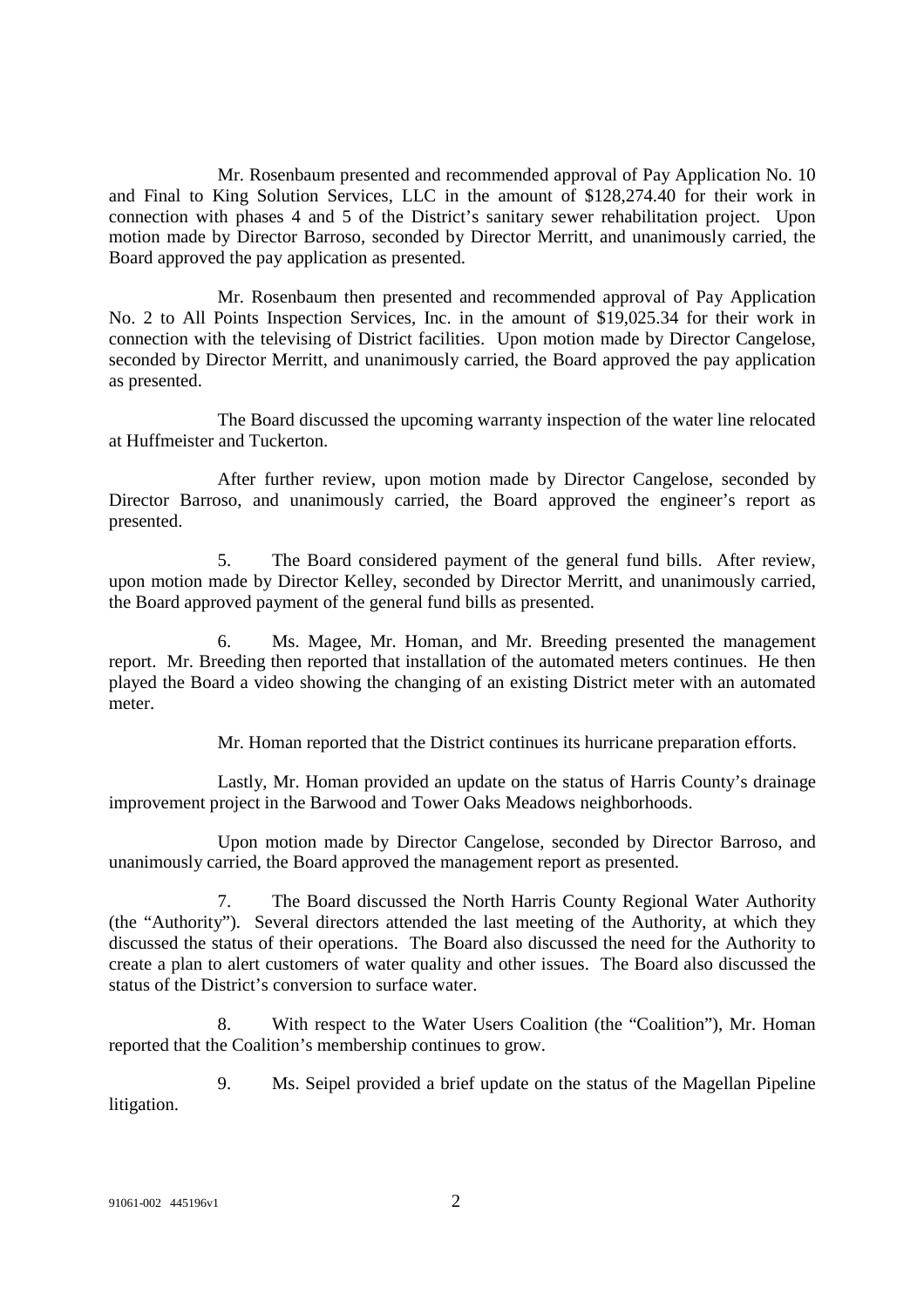Mr. Rosenbaum presented and recommended approval of Pay Application No. 10 and Final to King Solution Services, LLC in the amount of $128,274.40 for their work in connection with phases 4 and 5 of the District's sanitary sewer rehabilitation project. Upon motion made by Director Barroso, seconded by Director Merritt, and unanimously carried, the Board approved the pay application as presented.

Mr. Rosenbaum then presented and recommended approval of Pay Application No. 2 to All Points Inspection Services, Inc. in the amount of $19,025.34 for their work in connection with the televising of District facilities. Upon motion made by Director Cangelose, seconded by Director Merritt, and unanimously carried, the Board approved the pay application as presented.

The Board discussed the upcoming warranty inspection of the water line relocated at Huffmeister and Tuckerton.

After further review, upon motion made by Director Cangelose, seconded by Director Barroso, and unanimously carried, the Board approved the engineer's report as presented.

5. The Board considered payment of the general fund bills. After review, upon motion made by Director Kelley, seconded by Director Merritt, and unanimously carried, the Board approved payment of the general fund bills as presented.

6. Ms. Magee, Mr. Homan, and Mr. Breeding presented the management report. Mr. Breeding then reported that installation of the automated meters continues. He then played the Board a video showing the changing of an existing District meter with an automated meter.

Mr. Homan reported that the District continues its hurricane preparation efforts.

Lastly, Mr. Homan provided an update on the status of Harris County's drainage improvement project in the Barwood and Tower Oaks Meadows neighborhoods.

Upon motion made by Director Cangelose, seconded by Director Barroso, and unanimously carried, the Board approved the management report as presented.

7. The Board discussed the North Harris County Regional Water Authority (the "Authority"). Several directors attended the last meeting of the Authority, at which they discussed the status of their operations. The Board also discussed the need for the Authority to create a plan to alert customers of water quality and other issues. The Board also discussed the status of the District's conversion to surface water.

8. With respect to the Water Users Coalition (the "Coalition"), Mr. Homan reported that the Coalition's membership continues to grow.

9. Ms. Seipel provided a brief update on the status of the Magellan Pipeline litigation.

91061-002 445196v1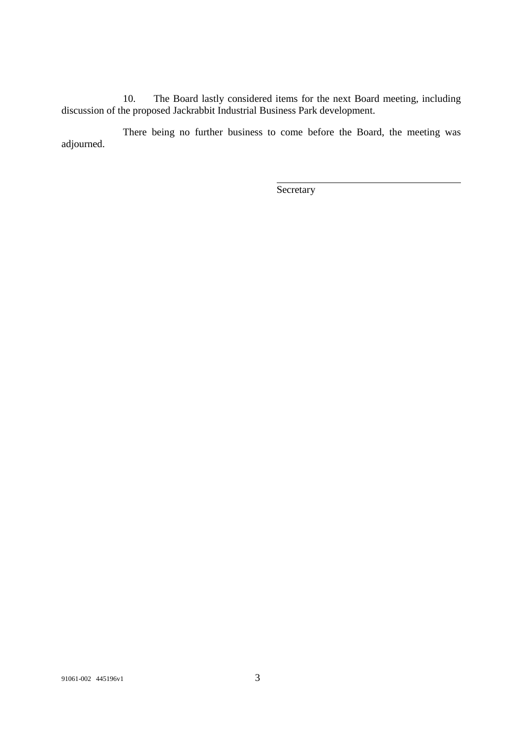10. The Board lastly considered items for the next Board meeting, including discussion of the proposed Jackrabbit Industrial Business Park development.

There being no further business to come before the Board, the meeting was adjourned.

\_\_\_\_\_\_\_\_\_\_\_\_\_\_\_\_\_\_\_\_\_\_\_\_\_\_\_\_\_\_\_\_\_\_\_\_\_\_
Secretary

91061-002 445196v1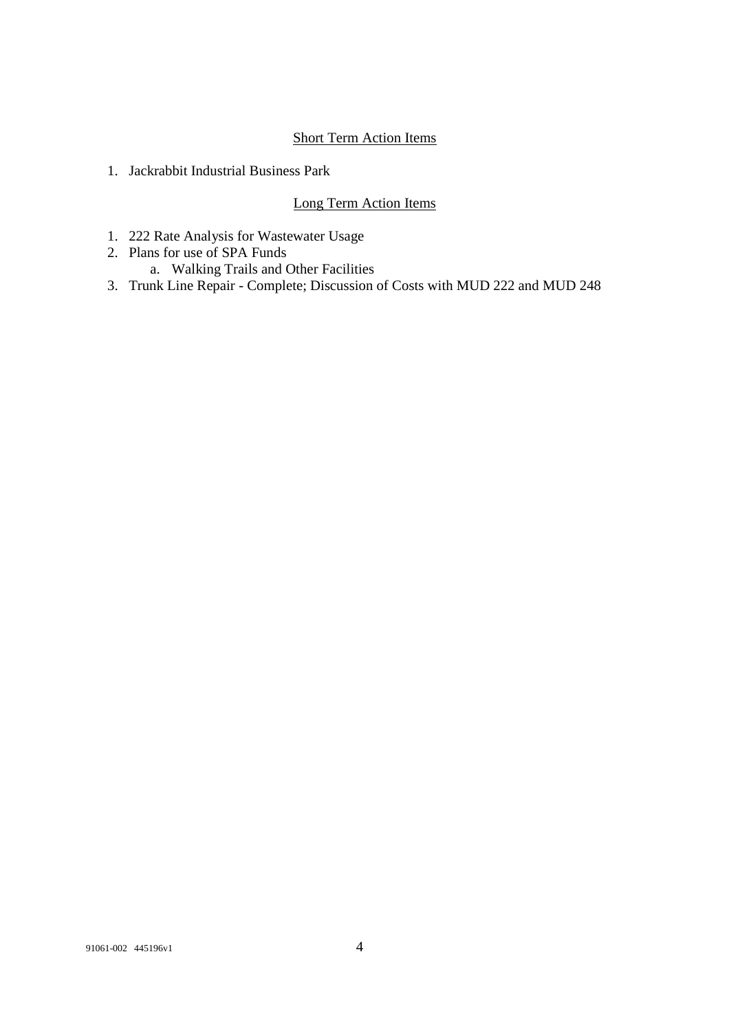## Short Term Action Items

1. Jackrabbit Industrial Business Park

## Long Term Action Items

1. 222 Rate Analysis for Wastewater Usage
2. Plans for use of SPA Funds
   a. Walking Trails and Other Facilities
3. Trunk Line Repair - Complete; Discussion of Costs with MUD 222 and MUD 248

91061-002 445196v1